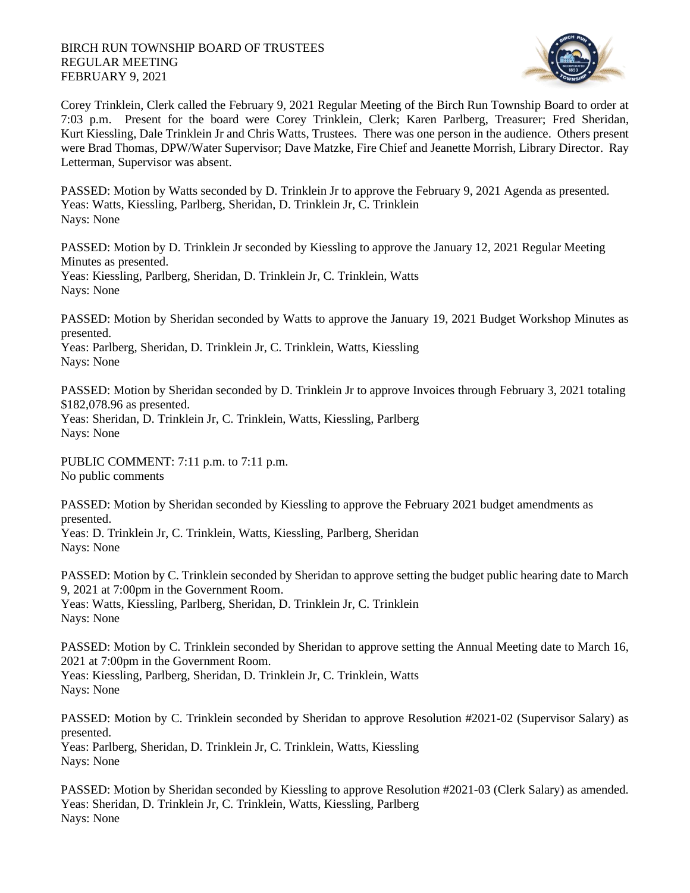BIRCH RUN TOWNSHIP BOARD OF TRUSTEES
REGULAR MEETING
FEBRUARY 9, 2021

Corey Trinklein, Clerk called the February 9, 2021 Regular Meeting of the Birch Run Township Board to order at 7:03 p.m. Present for the board were Corey Trinklein, Clerk; Karen Parlberg, Treasurer; Fred Sheridan, Kurt Kiessling, Dale Trinklein Jr and Chris Watts, Trustees. There was one person in the audience. Others present were Brad Thomas, DPW/Water Supervisor; Dave Matzke, Fire Chief and Jeanette Morrish, Library Director. Ray Letterman, Supervisor was absent.

PASSED: Motion by Watts seconded by D. Trinklein Jr to approve the February 9, 2021 Agenda as presented.
Yeas: Watts, Kiessling, Parlberg, Sheridan, D. Trinklein Jr, C. Trinklein
Nays: None

PASSED: Motion by D. Trinklein Jr seconded by Kiessling to approve the January 12, 2021 Regular Meeting Minutes as presented.
Yeas: Kiessling, Parlberg, Sheridan, D. Trinklein Jr, C. Trinklein, Watts
Nays: None

PASSED: Motion by Sheridan seconded by Watts to approve the January 19, 2021 Budget Workshop Minutes as presented.
Yeas: Parlberg, Sheridan, D. Trinklein Jr, C. Trinklein, Watts, Kiessling
Nays: None

PASSED: Motion by Sheridan seconded by D. Trinklein Jr to approve Invoices through February 3, 2021 totaling $182,078.96 as presented.
Yeas: Sheridan, D. Trinklein Jr, C. Trinklein, Watts, Kiessling, Parlberg
Nays: None

PUBLIC COMMENT: 7:11 p.m. to 7:11 p.m.
No public comments

PASSED: Motion by Sheridan seconded by Kiessling to approve the February 2021 budget amendments as presented.
Yeas: D. Trinklein Jr, C. Trinklein, Watts, Kiessling, Parlberg, Sheridan
Nays: None

PASSED: Motion by C. Trinklein seconded by Sheridan to approve setting the budget public hearing date to March 9, 2021 at 7:00pm in the Government Room.
Yeas: Watts, Kiessling, Parlberg, Sheridan, D. Trinklein Jr, C. Trinklein
Nays: None

PASSED: Motion by C. Trinklein seconded by Sheridan to approve setting the Annual Meeting date to March 16, 2021 at 7:00pm in the Government Room.
Yeas: Kiessling, Parlberg, Sheridan, D. Trinklein Jr, C. Trinklein, Watts
Nays: None

PASSED: Motion by C. Trinklein seconded by Sheridan to approve Resolution #2021-02 (Supervisor Salary) as presented.
Yeas: Parlberg, Sheridan, D. Trinklein Jr, C. Trinklein, Watts, Kiessling
Nays: None

PASSED: Motion by Sheridan seconded by Kiessling to approve Resolution #2021-03 (Clerk Salary) as amended.
Yeas: Sheridan, D. Trinklein Jr, C. Trinklein, Watts, Kiessling, Parlberg
Nays: None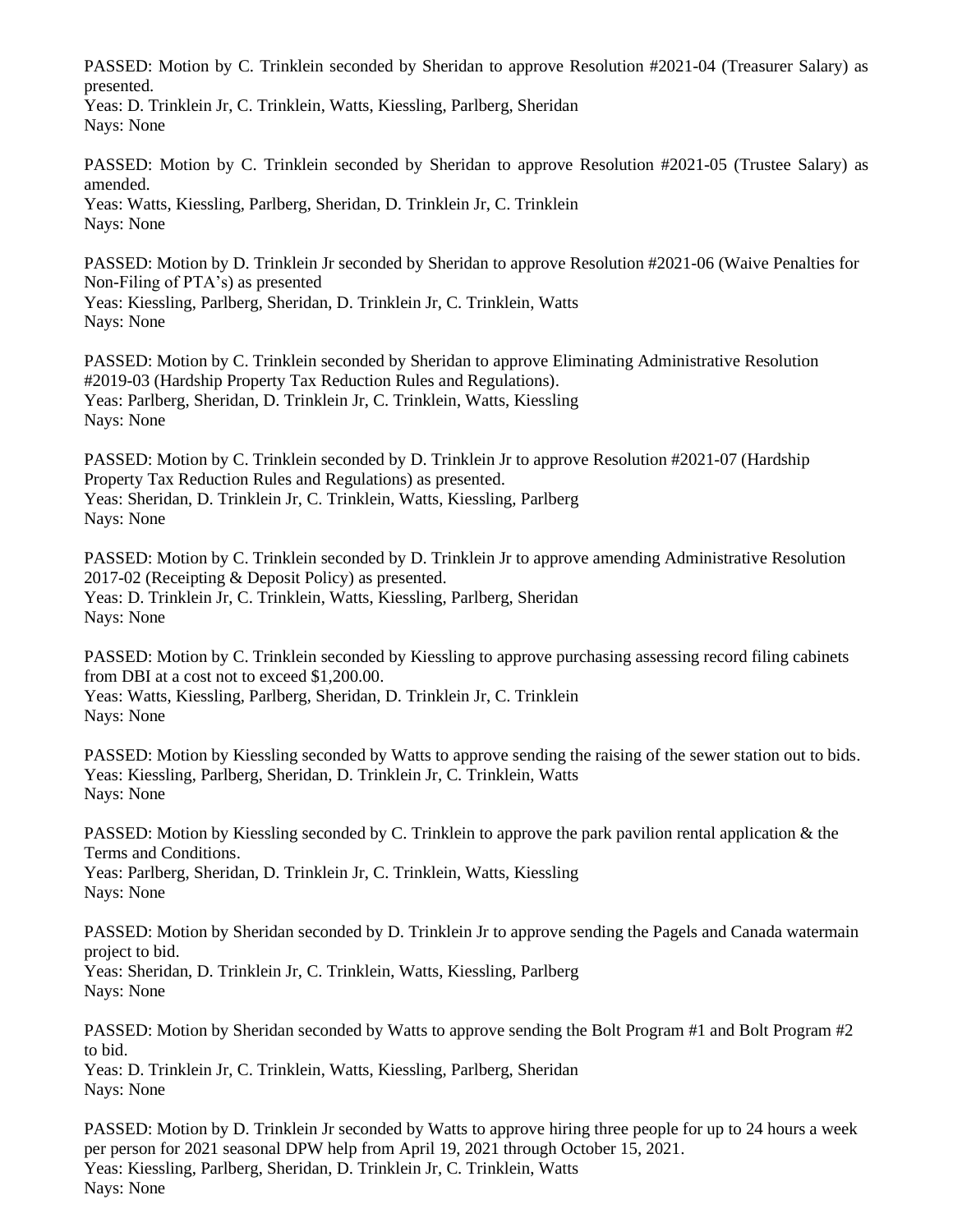PASSED: Motion by C. Trinklein seconded by Sheridan to approve Resolution #2021-04 (Treasurer Salary) as presented.
Yeas: D. Trinklein Jr, C. Trinklein, Watts, Kiessling, Parlberg, Sheridan
Nays: None

PASSED: Motion by C. Trinklein seconded by Sheridan to approve Resolution #2021-05 (Trustee Salary) as amended.
Yeas: Watts, Kiessling, Parlberg, Sheridan, D. Trinklein Jr, C. Trinklein
Nays: None

PASSED: Motion by D. Trinklein Jr seconded by Sheridan to approve Resolution #2021-06 (Waive Penalties for Non-Filing of PTA's) as presented
Yeas: Kiessling, Parlberg, Sheridan, D. Trinklein Jr, C. Trinklein, Watts
Nays: None

PASSED: Motion by C. Trinklein seconded by Sheridan to approve Eliminating Administrative Resolution #2019-03 (Hardship Property Tax Reduction Rules and Regulations).
Yeas: Parlberg, Sheridan, D. Trinklein Jr, C. Trinklein, Watts, Kiessling
Nays: None

PASSED: Motion by C. Trinklein seconded by D. Trinklein Jr to approve Resolution #2021-07 (Hardship Property Tax Reduction Rules and Regulations) as presented.
Yeas: Sheridan, D. Trinklein Jr, C. Trinklein, Watts, Kiessling, Parlberg
Nays: None

PASSED: Motion by C. Trinklein seconded by D. Trinklein Jr to approve amending Administrative Resolution 2017-02 (Receipting & Deposit Policy) as presented.
Yeas: D. Trinklein Jr, C. Trinklein, Watts, Kiessling, Parlberg, Sheridan
Nays: None

PASSED: Motion by C. Trinklein seconded by Kiessling to approve purchasing assessing record filing cabinets from DBI at a cost not to exceed $1,200.00.
Yeas: Watts, Kiessling, Parlberg, Sheridan, D. Trinklein Jr, C. Trinklein
Nays: None

PASSED: Motion by Kiessling seconded by Watts to approve sending the raising of the sewer station out to bids.
Yeas: Kiessling, Parlberg, Sheridan, D. Trinklein Jr, C. Trinklein, Watts
Nays: None

PASSED: Motion by Kiessling seconded by C. Trinklein to approve the park pavilion rental application & the Terms and Conditions.
Yeas: Parlberg, Sheridan, D. Trinklein Jr, C. Trinklein, Watts, Kiessling
Nays: None

PASSED: Motion by Sheridan seconded by D. Trinklein Jr to approve sending the Pagels and Canada watermain project to bid.
Yeas: Sheridan, D. Trinklein Jr, C. Trinklein, Watts, Kiessling, Parlberg
Nays: None

PASSED: Motion by Sheridan seconded by Watts to approve sending the Bolt Program #1 and Bolt Program #2 to bid.
Yeas: D. Trinklein Jr, C. Trinklein, Watts, Kiessling, Parlberg, Sheridan
Nays: None

PASSED: Motion by D. Trinklein Jr seconded by Watts to approve hiring three people for up to 24 hours a week per person for 2021 seasonal DPW help from April 19, 2021 through October 15, 2021.
Yeas: Kiessling, Parlberg, Sheridan, D. Trinklein Jr, C. Trinklein, Watts
Nays: None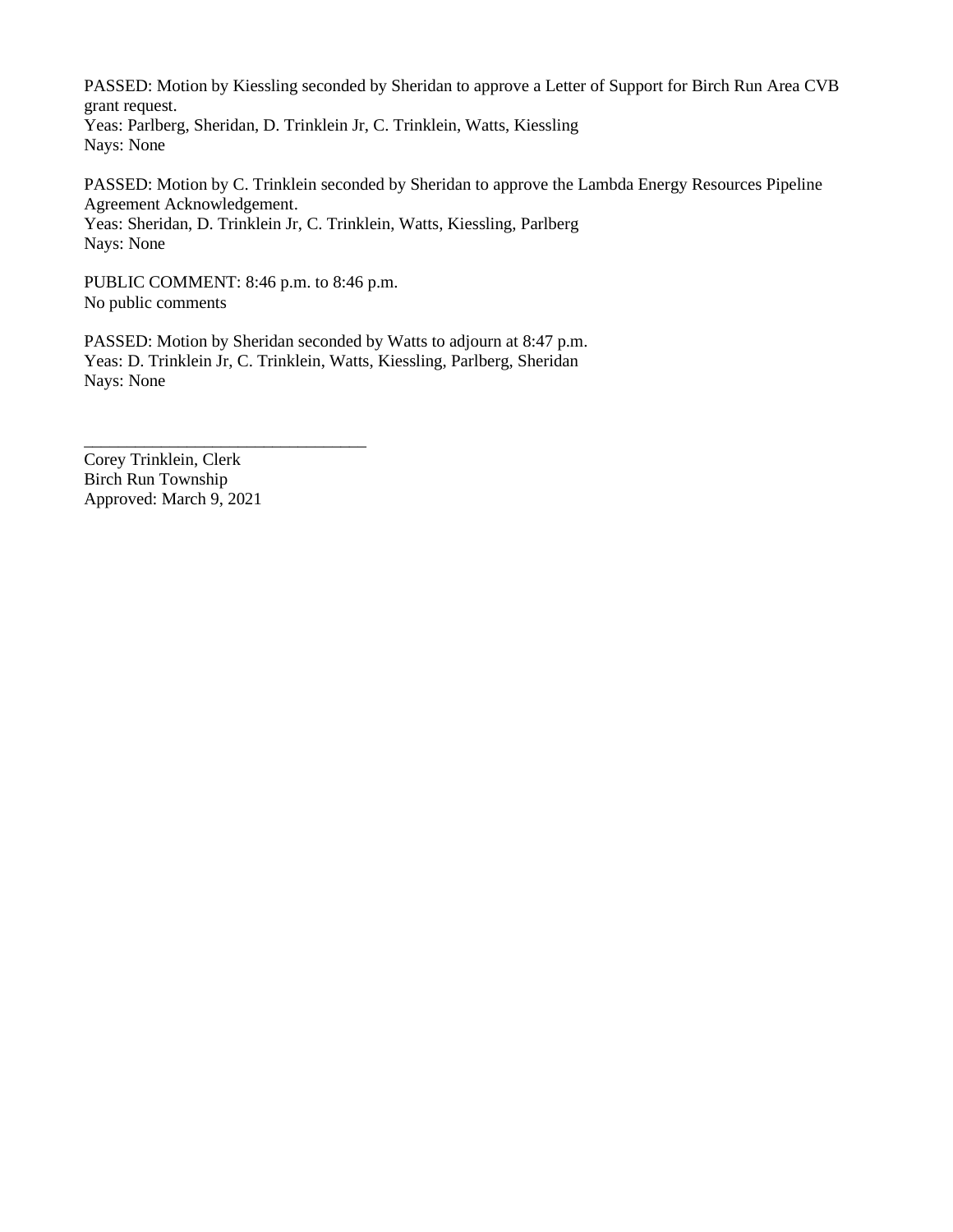PASSED: Motion by Kiessling seconded by Sheridan to approve a Letter of Support for Birch Run Area CVB grant request.
Yeas: Parlberg, Sheridan, D. Trinklein Jr, C. Trinklein, Watts, Kiessling
Nays: None

PASSED: Motion by C. Trinklein seconded by Sheridan to approve the Lambda Energy Resources Pipeline Agreement Acknowledgement.
Yeas: Sheridan, D. Trinklein Jr, C. Trinklein, Watts, Kiessling, Parlberg
Nays: None

PUBLIC COMMENT: 8:46 p.m. to 8:46 p.m.
No public comments

PASSED: Motion by Sheridan seconded by Watts to adjourn at 8:47 p.m.
Yeas: D. Trinklein Jr, C. Trinklein, Watts, Kiessling, Parlberg, Sheridan
Nays: None

_________________________________
Corey Trinklein, Clerk
Birch Run Township
Approved: March 9, 2021